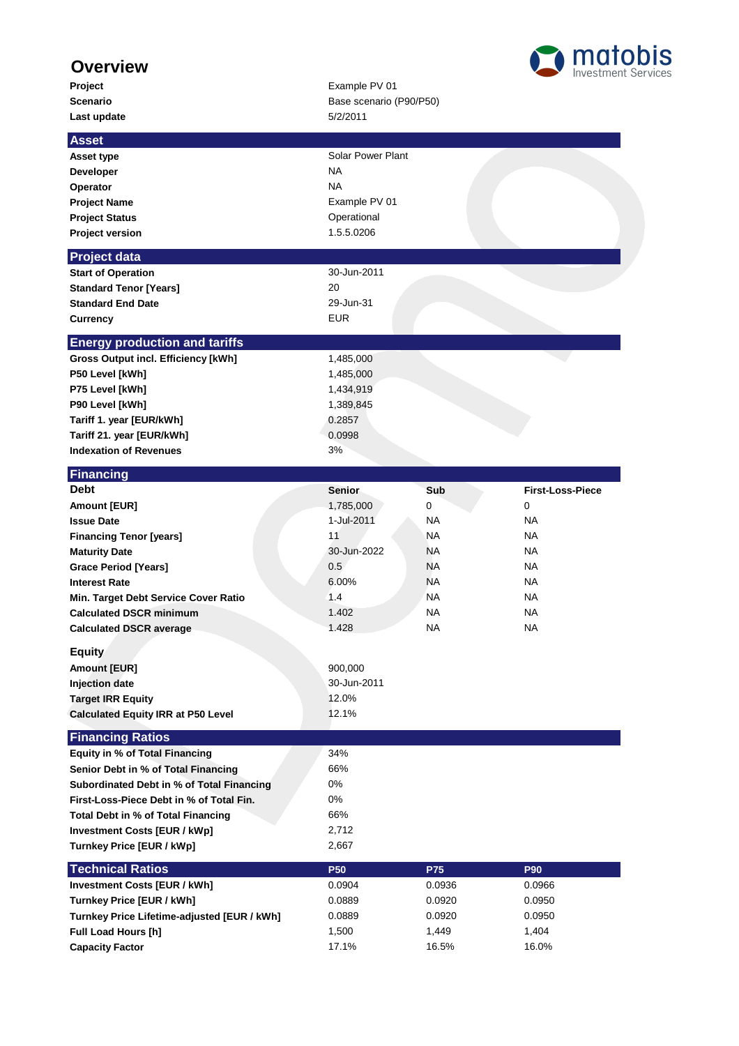# Overview

matobis Investment Services

| | |
|---|---|
| **Project** | Example PV 01 |
| **Scenario** | Base scenario (P90/P50) |
| **Last update** | 5/2/2011 |

## Asset

| | |
|---|---|
| **Asset type** | Solar Power Plant |
| **Developer** | NA |
| **Operator** | NA |
| **Project Name** | Example PV 01 |
| **Project Status** | Operational |
| **Project version** | 1.5.5.0206 |

## Project data

| | |
|---|---|
| **Start of Operation** | 30-Jun-2011 |
| **Standard Tenor [Years]** | 20 |
| **Standard End Date** | 29-Jun-31 |
| **Currency** | EUR |

## Energy production and tariffs

| | |
|---|---|
| **Gross Output incl. Efficiency [kWh]** | 1,485,000 |
| **P50 Level [kWh]** | 1,485,000 |
| **P75 Level [kWh]** | 1,434,919 |
| **P90 Level [kWh]** | 1,389,845 |
| **Tariff 1. year [EUR/kWh]** | 0.2857 |
| **Tariff 21. year [EUR/kWh]** | 0.0998 |
| **Indexation of Revenues** | 3% |

## Financing

| **Debt** | **Senior** | **Sub** | **First-Loss-Piece** |
|---|---|---|---|
| **Amount [EUR]** | 1,785,000 | 0 | 0 |
| **Issue Date** | 1-Jul-2011 | NA | NA |
| **Financing Tenor [years]** | 11 | NA | NA |
| **Maturity Date** | 30-Jun-2022 | NA | NA |
| **Grace Period [Years]** | 0.5 | NA | NA |
| **Interest Rate** | 6.00% | NA | NA |
| **Min. Target Debt Service Cover Ratio** | 1.4 | NA | NA |
| **Calculated DSCR minimum** | 1.402 | NA | NA |
| **Calculated DSCR average** | 1.428 | NA | NA |

**Equity**

| | |
|---|---|
| **Amount [EUR]** | 900,000 |
| **Injection date** | 30-Jun-2011 |
| **Target IRR Equity** | 12.0% |
| **Calculated Equity IRR at P50 Level** | 12.1% |

## Financing Ratios

| | |
|---|---|
| **Equity in % of Total Financing** | 34% |
| **Senior Debt in % of Total Financing** | 66% |
| **Subordinated Debt in % of Total Financing** | 0% |
| **First-Loss-Piece Debt in % of Total Fin.** | 0% |
| **Total Debt in % of Total Financing** | 66% |
| **Investment Costs [EUR / kWp]** | 2,712 |
| **Turnkey Price [EUR / kWp]** | 2,667 |

## Technical Ratios

| | **P50** | **P75** | **P90** |
|---|---|---|---|
| **Investment Costs [EUR / kWh]** | 0.0904 | 0.0936 | 0.0966 |
| **Turnkey Price [EUR / kWh]** | 0.0889 | 0.0920 | 0.0950 |
| **Turnkey Price Lifetime-adjusted [EUR / kWh]** | 0.0889 | 0.0920 | 0.0950 |
| **Full Load Hours [h]** | 1,500 | 1,449 | 1,404 |
| **Capacity Factor** | 17.1% | 16.5% | 16.0% |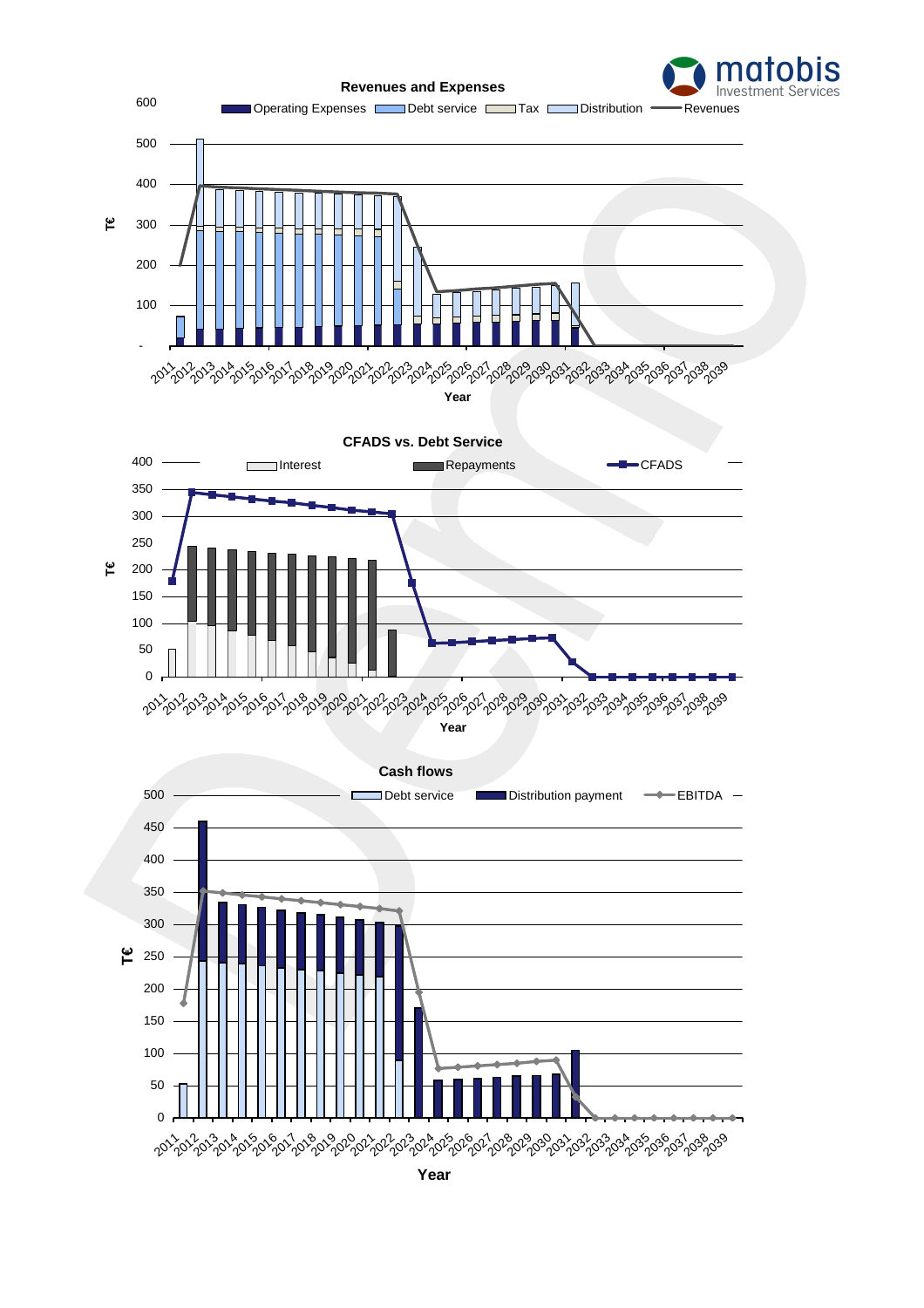**Revenues and Expenses**

**CFADS vs. Debt Service**

**Cash flows**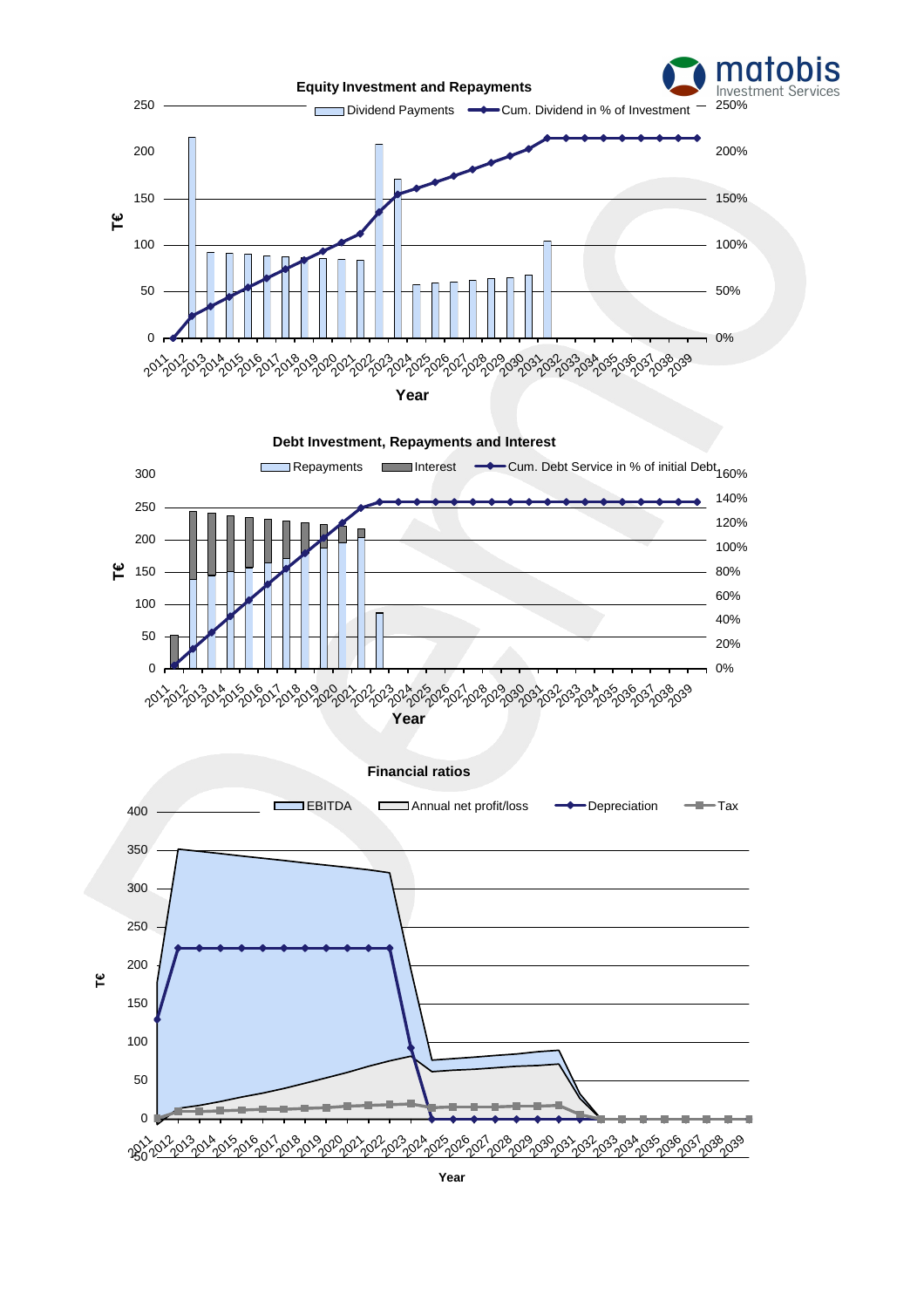### Equity Investment and Repayments

### Debt Investment, Repayments and Interest

### Financial ratios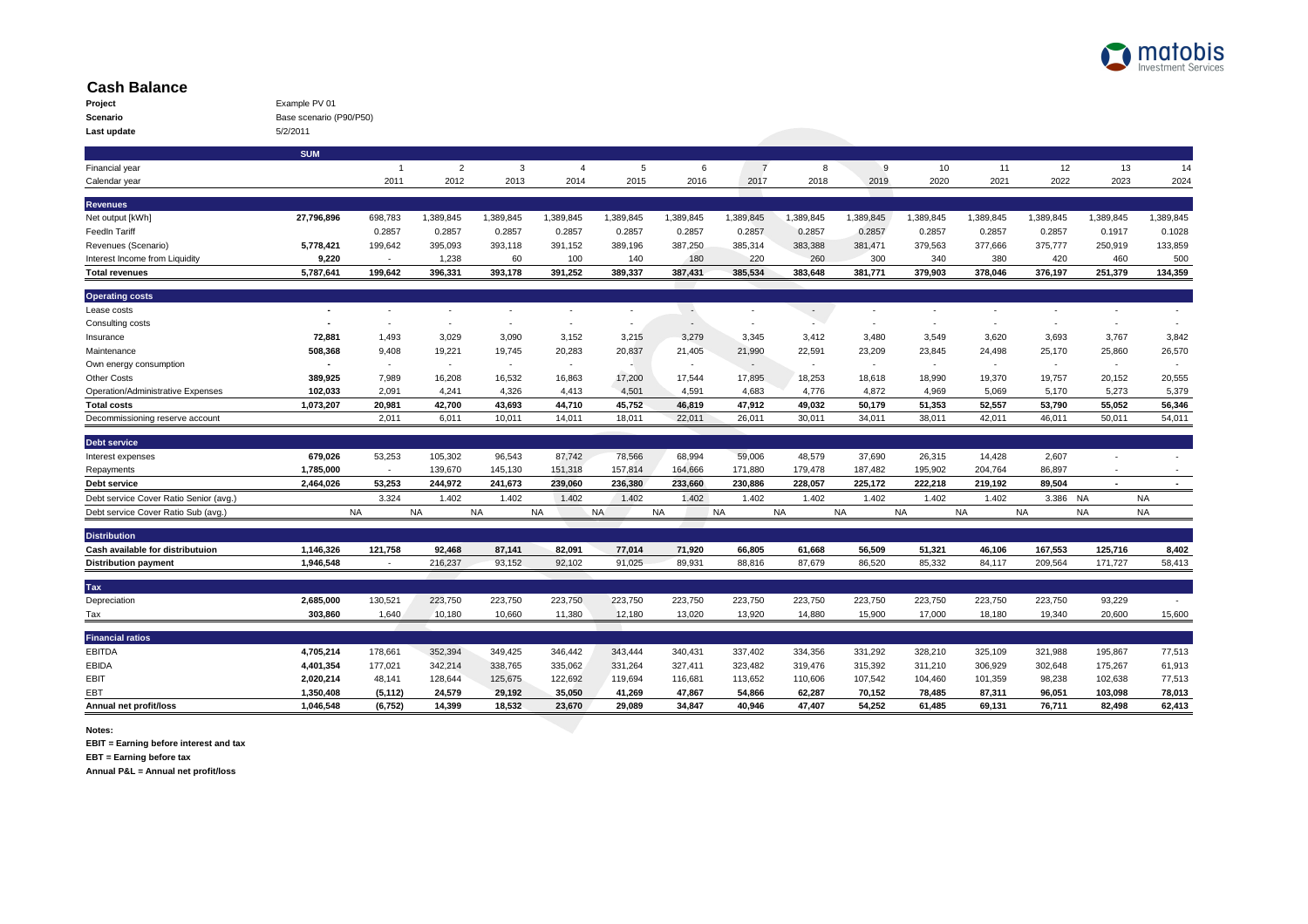## Cash Balance

**Project** Example PV 01
**Scenario** Base scenario (P90/P50)
**Last update** 5/2/2011

| | SUM | | | | | | | | | | | | | | |
|---|---|---|---|---|---|---|---|---|---|---|---|---|---|---|---|
| Financial year | | 1 | 2 | 3 | 4 | 5 | 6 | 7 | 8 | 9 | 10 | 11 | 12 | 13 | 14 |
| Calendar year | | 2011 | 2012 | 2013 | 2014 | 2015 | 2016 | 2017 | 2018 | 2019 | 2020 | 2021 | 2022 | 2023 | 2024 |
| **Revenues** | | | | | | | | | | | | | | | |
| Net output [kWh] | **27,796,896** | 698,783 | 1,389,845 | 1,389,845 | 1,389,845 | 1,389,845 | 1,389,845 | 1,389,845 | 1,389,845 | 1,389,845 | 1,389,845 | 1,389,845 | 1,389,845 | 1,389,845 | 1,389,845 |
| FeedIn Tariff | | 0.2857 | 0.2857 | 0.2857 | 0.2857 | 0.2857 | 0.2857 | 0.2857 | 0.2857 | 0.2857 | 0.2857 | 0.2857 | 0.2857 | 0.1917 | 0.1028 |
| Revenues (Scenario) | **5,778,421** | 199,642 | 395,093 | 393,118 | 391,152 | 389,196 | 387,250 | 385,314 | 383,388 | 381,471 | 379,563 | 377,666 | 375,777 | 250,919 | 133,859 |
| Interest Income from Liquidity | **9,220** | - | 1,238 | 60 | 100 | 140 | 180 | 220 | 260 | 300 | 340 | 380 | 420 | 460 | 500 |
| **Total revenues** | **5,787,641** | **199,642** | **396,331** | **393,178** | **391,252** | **389,337** | **387,431** | **385,534** | **383,648** | **381,771** | **379,903** | **378,046** | **376,197** | **251,379** | **134,359** |
| **Operating costs** | | | | | | | | | | | | | | | |
| Lease costs | **-** | - | - | - | - | - | - | - | - | - | - | - | - | - | - |
| Consulting costs | **-** | - | - | - | - | - | - | - | - | - | - | - | - | - | - |
| Insurance | **72,881** | 1,493 | 3,029 | 3,090 | 3,152 | 3,215 | 3,279 | 3,345 | 3,412 | 3,480 | 3,549 | 3,620 | 3,693 | 3,767 | 3,842 |
| Maintenance | **508,368** | 9,408 | 19,221 | 19,745 | 20,283 | 20,837 | 21,405 | 21,990 | 22,591 | 23,209 | 23,845 | 24,498 | 25,170 | 25,860 | 26,570 |
| Own energy consumption | **-** | - | - | - | - | - | - | - | - | - | - | - | - | - | - |
| Other Costs | **389,925** | 7,989 | 16,208 | 16,532 | 16,863 | 17,200 | 17,544 | 17,895 | 18,253 | 18,618 | 18,990 | 19,370 | 19,757 | 20,152 | 20,555 |
| Operation/Administrative Expenses | **102,033** | 2,091 | 4,241 | 4,326 | 4,413 | 4,501 | 4,591 | 4,683 | 4,776 | 4,872 | 4,969 | 5,069 | 5,170 | 5,273 | 5,379 |
| **Total costs** | **1,073,207** | **20,981** | **42,700** | **43,693** | **44,710** | **45,752** | **46,819** | **47,912** | **49,032** | **50,179** | **51,353** | **52,557** | **53,790** | **55,052** | **56,346** |
| Decommissioning reserve account | | 2,011 | 6,011 | 10,011 | 14,011 | 18,011 | 22,011 | 26,011 | 30,011 | 34,011 | 38,011 | 42,011 | 46,011 | 50,011 | 54,011 |
| **Debt service** | | | | | | | | | | | | | | | |
| Interest expenses | **679,026** | 53,253 | 105,302 | 96,543 | 87,742 | 78,566 | 68,994 | 59,006 | 48,579 | 37,690 | 26,315 | 14,428 | 2,607 | - | - |
| Repayments | **1,785,000** | - | 139,670 | 145,130 | 151,318 | 157,814 | 164,666 | 171,880 | 179,478 | 187,482 | 195,902 | 204,764 | 86,897 | - | - |
| **Debt service** | **2,464,026** | **53,253** | **244,972** | **241,673** | **239,060** | **236,380** | **233,660** | **230,886** | **228,057** | **225,172** | **222,218** | **219,192** | **89,504** | **-** | **-** |
| Debt service Cover Ratio Senior (avg.) | | 3.324 | 1.402 | 1.402 | 1.402 | 1.402 | 1.402 | 1.402 | 1.402 | 1.402 | 1.402 | 1.402 | 3.386 | NA | NA |
| Debt service Cover Ratio Sub (avg.) | | NA | NA | NA | NA | NA | NA | NA | NA | NA | NA | NA | NA | NA | NA |
| **Distribution** | | | | | | | | | | | | | | | |
| **Cash available for distributuion** | **1,146,326** | **121,758** | **92,468** | **87,141** | **82,091** | **77,014** | **71,920** | **66,805** | **61,668** | **56,509** | **51,321** | **46,106** | **167,553** | **125,716** | **8,402** |
| **Distribution payment** | **1,946,548** | **-** | **216,237** | **93,152** | **92,102** | **91,025** | **89,931** | **88,816** | **87,679** | **86,520** | **85,332** | **84,117** | **209,564** | **171,727** | **58,413** |
| **Tax** | | | | | | | | | | | | | | | |
| Depreciation | **2,685,000** | 130,521 | 223,750 | 223,750 | 223,750 | 223,750 | 223,750 | 223,750 | 223,750 | 223,750 | 223,750 | 223,750 | 223,750 | 93,229 | - |
| Tax | **303,860** | 1,640 | 10,180 | 10,660 | 11,380 | 12,180 | 13,020 | 13,920 | 14,880 | 15,900 | 17,000 | 18,180 | 19,340 | 20,600 | 15,600 |
| **Financial ratios** | | | | | | | | | | | | | | | |
| EBITDA | **4,705,214** | 178,661 | 352,394 | 349,425 | 346,442 | 343,444 | 340,431 | 337,402 | 334,356 | 331,292 | 328,210 | 325,109 | 321,988 | 195,867 | 77,513 |
| EBIDA | **4,401,354** | 177,021 | 342,214 | 338,765 | 335,062 | 331,264 | 327,411 | 323,482 | 319,476 | 315,392 | 311,210 | 306,929 | 302,648 | 175,267 | 61,913 |
| EBIT | **2,020,214** | 48,141 | 128,644 | 125,675 | 122,692 | 119,694 | 116,681 | 113,652 | 110,606 | 107,542 | 104,460 | 101,359 | 98,238 | 102,638 | 77,513 |
| EBT | **1,350,408** | **(5,112)** | **24,579** | **29,192** | **35,050** | **41,269** | **47,867** | **54,866** | **62,287** | **70,152** | **78,485** | **87,311** | **96,051** | **103,098** | **78,013** |
| **Annual net profit/loss** | **1,046,548** | **(6,752)** | **14,399** | **18,532** | **23,670** | **29,089** | **34,847** | **40,946** | **47,407** | **54,252** | **61,485** | **69,131** | **76,711** | **82,498** | **62,413** |

**Notes:**

**EBIT = Earning before interest and tax**

**EBT = Earning before tax**

**Annual P&L = Annual net profit/loss**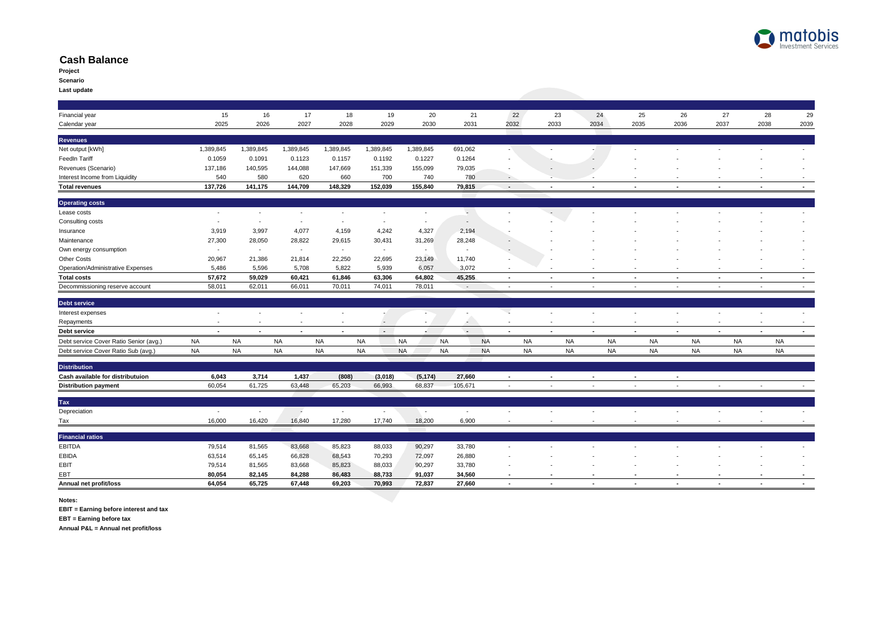# Cash Balance

**Project**

**Scenario**

**Last update**

| | | | | | | | | | | | | | | | |
|---|---|---|---|---|---|---|---|---|---|---|---|---|---|---|---|
| Financial year | 15 | 16 | 17 | 18 | 19 | 20 | 21 | 22 | 23 | 24 | 25 | 26 | 27 | 28 | 29 |
| Calendar year | 2025 | 2026 | 2027 | 2028 | 2029 | 2030 | 2031 | 2032 | 2033 | 2034 | 2035 | 2036 | 2037 | 2038 | 2039 |
| **Revenues** | | | | | | | | | | | | | | | |
| Net output [kWh] | 1,389,845 | 1,389,845 | 1,389,845 | 1,389,845 | 1,389,845 | 1,389,845 | 691,062 | - | - | - | - | - | - | - | - |
| FeedIn Tariff | 0.1059 | 0.1091 | 0.1123 | 0.1157 | 0.1192 | 0.1227 | 0.1264 | - | - | - | - | - | - | - | - |
| Revenues (Scenario) | 137,186 | 140,595 | 144,088 | 147,669 | 151,339 | 155,099 | 79,035 | - | - | - | - | - | - | - | - |
| Interest Income from Liquidity | 540 | 580 | 620 | 660 | 700 | 740 | 780 | - | - | - | - | - | - | - | - |
| **Total revenues** | **137,726** | **141,175** | **144,709** | **148,329** | **152,039** | **155,840** | **79,815** | **-** | **-** | **-** | **-** | **-** | **-** | **-** | **-** |
| **Operating costs** | | | | | | | | | | | | | | | |
| Lease costs | - | - | - | - | - | - | - | - | - | - | - | - | - | - | - |
| Consulting costs | - | - | - | - | - | - | - | - | - | - | - | - | - | - | - |
| Insurance | 3,919 | 3,997 | 4,077 | 4,159 | 4,242 | 4,327 | 2,194 | - | - | - | - | - | - | - | - |
| Maintenance | 27,300 | 28,050 | 28,822 | 29,615 | 30,431 | 31,269 | 28,248 | - | - | - | - | - | - | - | - |
| Own energy consumption | - | - | - | - | - | - | - | - | - | - | - | - | - | - | - |
| Other Costs | 20,967 | 21,386 | 21,814 | 22,250 | 22,695 | 23,149 | 11,740 | - | - | - | - | - | - | - | - |
| Operation/Administrative Expenses | 5,486 | 5,596 | 5,708 | 5,822 | 5,939 | 6,057 | 3,072 | - | - | - | - | - | - | - | - |
| **Total costs** | **57,672** | **59,029** | **60,421** | **61,846** | **63,306** | **64,802** | **45,255** | **-** | **-** | **-** | **-** | **-** | **-** | **-** | **-** |
| Decommissioning reserve account | 58,011 | 62,011 | 66,011 | 70,011 | 74,011 | 78,011 | - | - | - | - | - | - | - | - | - |
| **Debt service** | | | | | | | | | | | | | | | |
| Interest expenses | - | - | - | - | - | - | - | - | - | - | - | - | - | - | - |
| Repayments | - | - | - | - | - | - | - | - | - | - | - | - | - | - | - |
| **Debt service** | **-** | **-** | **-** | **-** | **-** | **-** | **-** | **-** | **-** | **-** | **-** | **-** | **-** | **-** | **-** |
| Debt service Cover Ratio Senior (avg.) | NA | NA | NA | NA | NA | NA | NA | NA | NA | NA | NA | NA | NA | NA | NA |
| Debt service Cover Ratio Sub (avg.) | NA | NA | NA | NA | NA | NA | NA | NA | NA | NA | NA | NA | NA | NA | NA |
| **Distribution** | | | | | | | | | | | | | | | |
| **Cash available for distributuion** | **6,043** | **3,714** | **1,437** | **(808)** | **(3,018)** | **(5,174)** | **27,660** | **-** | **-** | **-** | **-** | **-** | | | |
| **Distribution payment** | 60,054 | 61,725 | 63,448 | 65,203 | 66,993 | 68,837 | 105,671 | - | - | - | - | - | - | - | - |
| **Tax** | | | | | | | | | | | | | | | |
| Depreciation | - | - | - | - | - | - | - | - | - | - | - | - | - | - | - |
| Tax | 16,000 | 16,420 | 16,840 | 17,280 | 17,740 | 18,200 | 6,900 | - | - | - | - | - | - | - | - |
| **Financial ratios** | | | | | | | | | | | | | | | |
| EBITDA | 79,514 | 81,565 | 83,668 | 85,823 | 88,033 | 90,297 | 33,780 | - | - | - | - | - | - | - | - |
| EBIDA | 63,514 | 65,145 | 66,828 | 68,543 | 70,293 | 72,097 | 26,880 | - | - | - | - | - | - | - | - |
| EBIT | 79,514 | 81,565 | 83,668 | 85,823 | 88,033 | 90,297 | 33,780 | - | - | - | - | - | - | - | - |
| EBT | **80,054** | **82,145** | **84,288** | **86,483** | **88,733** | **91,037** | **34,560** | **-** | **-** | **-** | **-** | **-** | **-** | **-** | **-** |
| **Annual net profit/loss** | **64,054** | **65,725** | **67,448** | **69,203** | **70,993** | **72,837** | **27,660** | **-** | **-** | **-** | **-** | **-** | **-** | **-** | **-** |

**Notes:**

**EBIT = Earning before interest and tax**

**EBT = Earning before tax**

**Annual P&L = Annual net profit/loss**